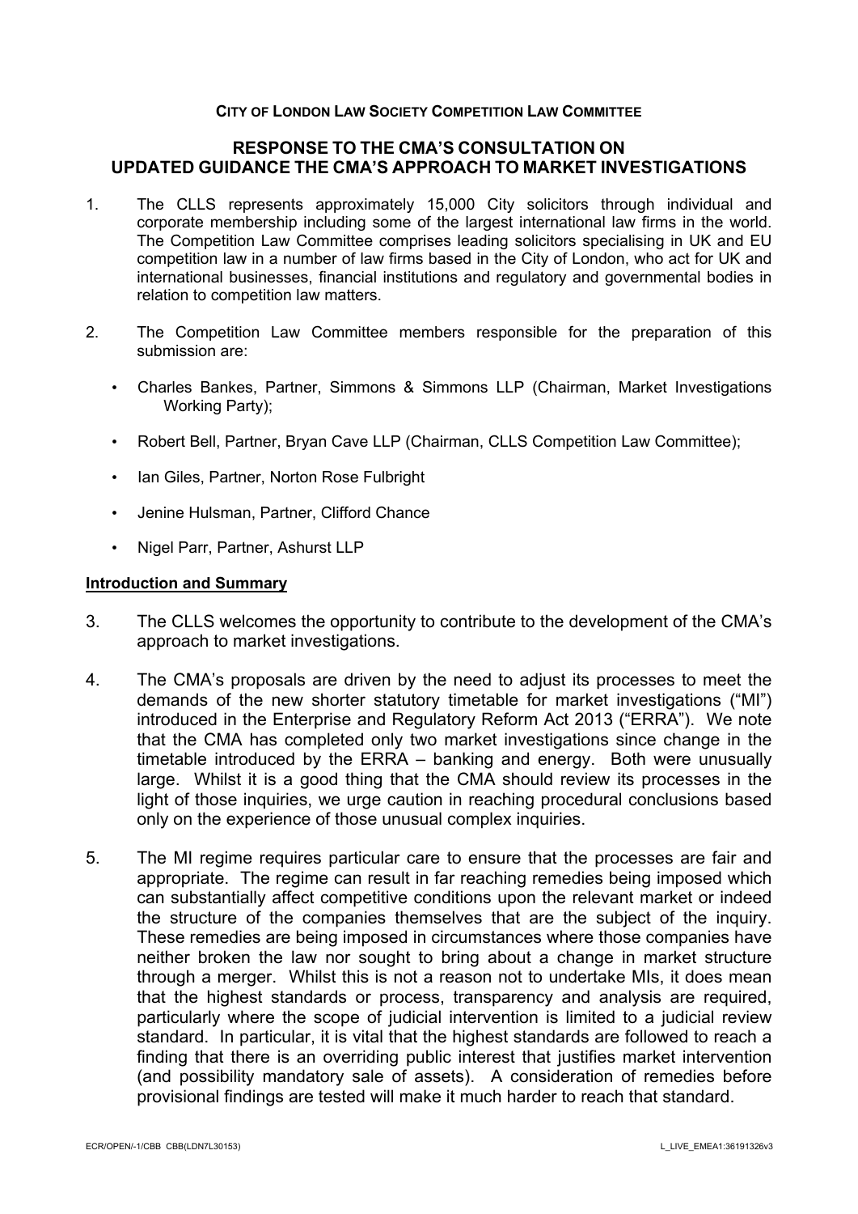**CITY OF LONDON LAW SOCIETY COMPETITION LAW COMMITTEE**

# RESPONSE TO THE CMA'S CONSULTATION ON UPDATED GUIDANCE THE CMA'S APPROACH TO MARKET INVESTIGATIONS

1. The CLLS represents approximately 15,000 City solicitors through individual and corporate membership including some of the largest international law firms in the world. The Competition Law Committee comprises leading solicitors specialising in UK and EU competition law in a number of law firms based in the City of London, who act for UK and international businesses, financial institutions and regulatory and governmental bodies in relation to competition law matters.

2. The Competition Law Committee members responsible for the preparation of this submission are:

   - Charles Bankes, Partner, Simmons & Simmons LLP (Chairman, Market Investigations Working Party);
   - Robert Bell, Partner, Bryan Cave LLP (Chairman, CLLS Competition Law Committee);
   - Ian Giles, Partner, Norton Rose Fulbright
   - Jenine Hulsman, Partner, Clifford Chance
   - Nigel Parr, Partner, Ashurst LLP

**Introduction and Summary**

3. The CLLS welcomes the opportunity to contribute to the development of the CMA's approach to market investigations.

4. The CMA's proposals are driven by the need to adjust its processes to meet the demands of the new shorter statutory timetable for market investigations ("MI") introduced in the Enterprise and Regulatory Reform Act 2013 ("ERRA"). We note that the CMA has completed only two market investigations since change in the timetable introduced by the ERRA – banking and energy. Both were unusually large. Whilst it is a good thing that the CMA should review its processes in the light of those inquiries, we urge caution in reaching procedural conclusions based only on the experience of those unusual complex inquiries.

5. The MI regime requires particular care to ensure that the processes are fair and appropriate. The regime can result in far reaching remedies being imposed which can substantially affect competitive conditions upon the relevant market or indeed the structure of the companies themselves that are the subject of the inquiry. These remedies are being imposed in circumstances where those companies have neither broken the law nor sought to bring about a change in market structure through a merger. Whilst this is not a reason not to undertake MIs, it does mean that the highest standards or process, transparency and analysis are required, particularly where the scope of judicial intervention is limited to a judicial review standard. In particular, it is vital that the highest standards are followed to reach a finding that there is an overriding public interest that justifies market intervention (and possibility mandatory sale of assets). A consideration of remedies before provisional findings are tested will make it much harder to reach that standard.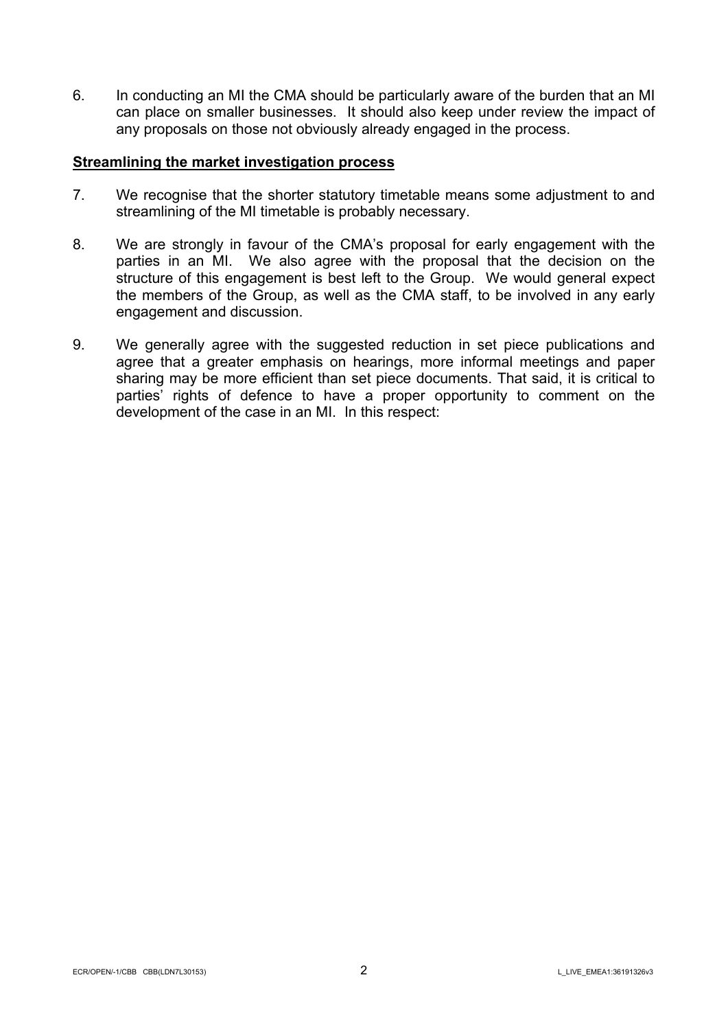6. In conducting an MI the CMA should be particularly aware of the burden that an MI can place on smaller businesses. It should also keep under review the impact of any proposals on those not obviously already engaged in the process.

**Streamlining the market investigation process**

7. We recognise that the shorter statutory timetable means some adjustment to and streamlining of the MI timetable is probably necessary.

8. We are strongly in favour of the CMA's proposal for early engagement with the parties in an MI. We also agree with the proposal that the decision on the structure of this engagement is best left to the Group. We would general expect the members of the Group, as well as the CMA staff, to be involved in any early engagement and discussion.

9. We generally agree with the suggested reduction in set piece publications and agree that a greater emphasis on hearings, more informal meetings and paper sharing may be more efficient than set piece documents. That said, it is critical to parties' rights of defence to have a proper opportunity to comment on the development of the case in an MI. In this respect: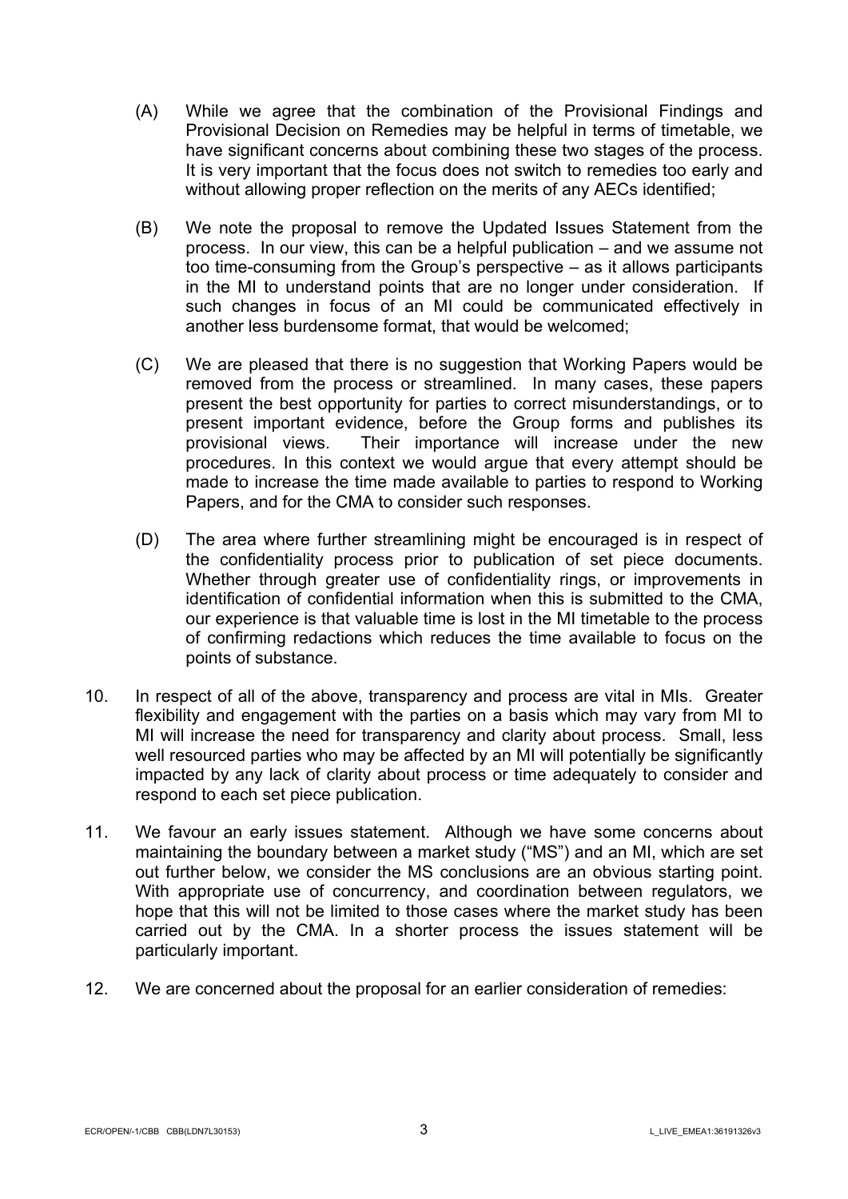(A) While we agree that the combination of the Provisional Findings and Provisional Decision on Remedies may be helpful in terms of timetable, we have significant concerns about combining these two stages of the process. It is very important that the focus does not switch to remedies too early and without allowing proper reflection on the merits of any AECs identified;

(B) We note the proposal to remove the Updated Issues Statement from the process. In our view, this can be a helpful publication – and we assume not too time-consuming from the Group's perspective – as it allows participants in the MI to understand points that are no longer under consideration. If such changes in focus of an MI could be communicated effectively in another less burdensome format, that would be welcomed;

(C) We are pleased that there is no suggestion that Working Papers would be removed from the process or streamlined. In many cases, these papers present the best opportunity for parties to correct misunderstandings, or to present important evidence, before the Group forms and publishes its provisional views. Their importance will increase under the new procedures. In this context we would argue that every attempt should be made to increase the time made available to parties to respond to Working Papers, and for the CMA to consider such responses.

(D) The area where further streamlining might be encouraged is in respect of the confidentiality process prior to publication of set piece documents. Whether through greater use of confidentiality rings, or improvements in identification of confidential information when this is submitted to the CMA, our experience is that valuable time is lost in the MI timetable to the process of confirming redactions which reduces the time available to focus on the points of substance.

10. In respect of all of the above, transparency and process are vital in MIs. Greater flexibility and engagement with the parties on a basis which may vary from MI to MI will increase the need for transparency and clarity about process. Small, less well resourced parties who may be affected by an MI will potentially be significantly impacted by any lack of clarity about process or time adequately to consider and respond to each set piece publication.

11. We favour an early issues statement. Although we have some concerns about maintaining the boundary between a market study ("MS") and an MI, which are set out further below, we consider the MS conclusions are an obvious starting point. With appropriate use of concurrency, and coordination between regulators, we hope that this will not be limited to those cases where the market study has been carried out by the CMA. In a shorter process the issues statement will be particularly important.

12. We are concerned about the proposal for an earlier consideration of remedies: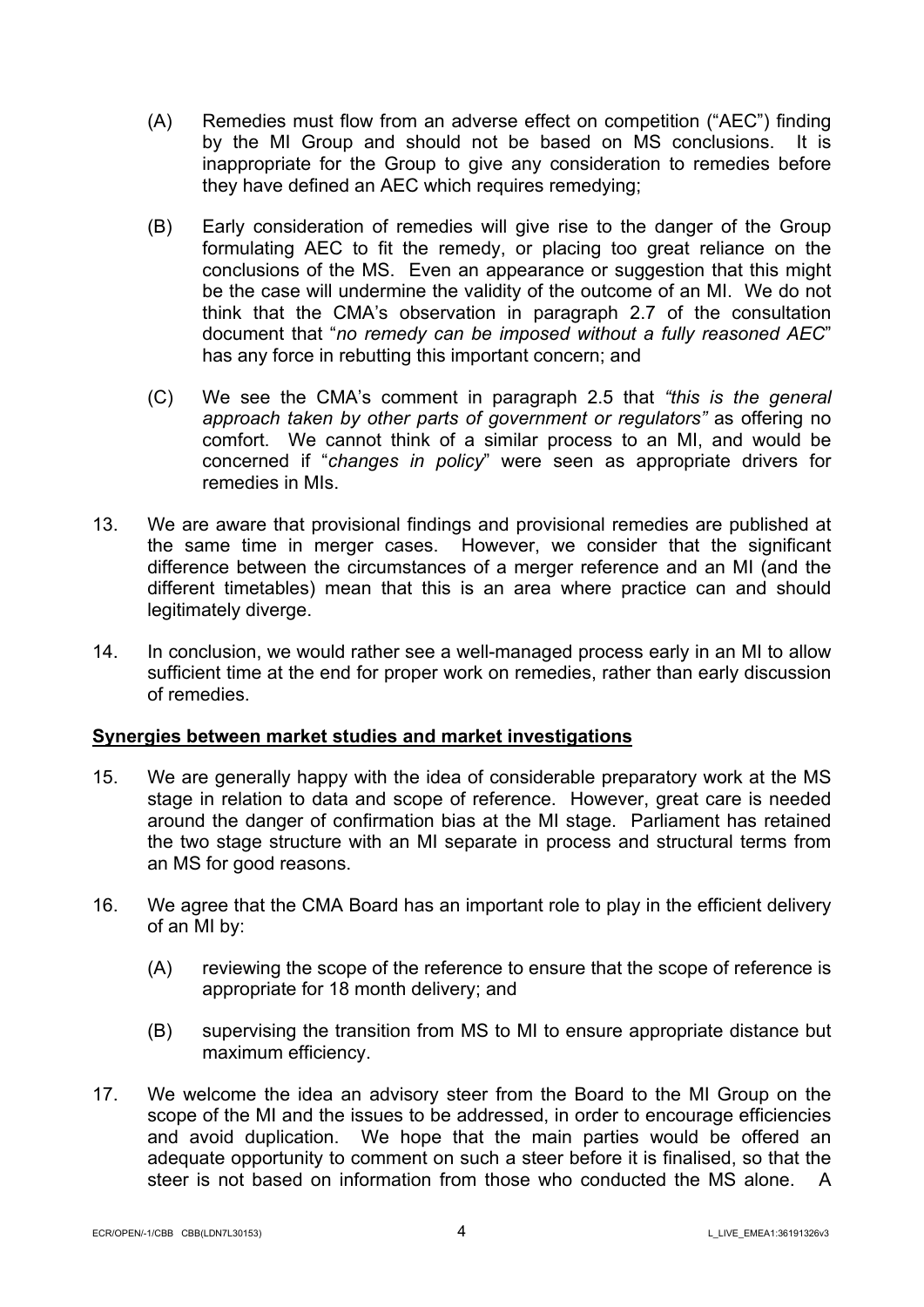(A) Remedies must flow from an adverse effect on competition ("AEC") finding by the MI Group and should not be based on MS conclusions. It is inappropriate for the Group to give any consideration to remedies before they have defined an AEC which requires remedying;

(B) Early consideration of remedies will give rise to the danger of the Group formulating AEC to fit the remedy, or placing too great reliance on the conclusions of the MS. Even an appearance or suggestion that this might be the case will undermine the validity of the outcome of an MI. We do not think that the CMA's observation in paragraph 2.7 of the consultation document that "*no remedy can be imposed without a fully reasoned AEC*" has any force in rebutting this important concern; and

(C) We see the CMA's comment in paragraph 2.5 that *"this is the general approach taken by other parts of government or regulators"* as offering no comfort. We cannot think of a similar process to an MI, and would be concerned if "*changes in policy*" were seen as appropriate drivers for remedies in MIs.

13. We are aware that provisional findings and provisional remedies are published at the same time in merger cases. However, we consider that the significant difference between the circumstances of a merger reference and an MI (and the different timetables) mean that this is an area where practice can and should legitimately diverge.

14. In conclusion, we would rather see a well-managed process early in an MI to allow sufficient time at the end for proper work on remedies, rather than early discussion of remedies.

**Synergies between market studies and market investigations**

15. We are generally happy with the idea of considerable preparatory work at the MS stage in relation to data and scope of reference. However, great care is needed around the danger of confirmation bias at the MI stage. Parliament has retained the two stage structure with an MI separate in process and structural terms from an MS for good reasons.

16. We agree that the CMA Board has an important role to play in the efficient delivery of an MI by:

    (A) reviewing the scope of the reference to ensure that the scope of reference is appropriate for 18 month delivery; and

    (B) supervising the transition from MS to MI to ensure appropriate distance but maximum efficiency.

17. We welcome the idea an advisory steer from the Board to the MI Group on the scope of the MI and the issues to be addressed, in order to encourage efficiencies and avoid duplication. We hope that the main parties would be offered an adequate opportunity to comment on such a steer before it is finalised, so that the steer is not based on information from those who conducted the MS alone. A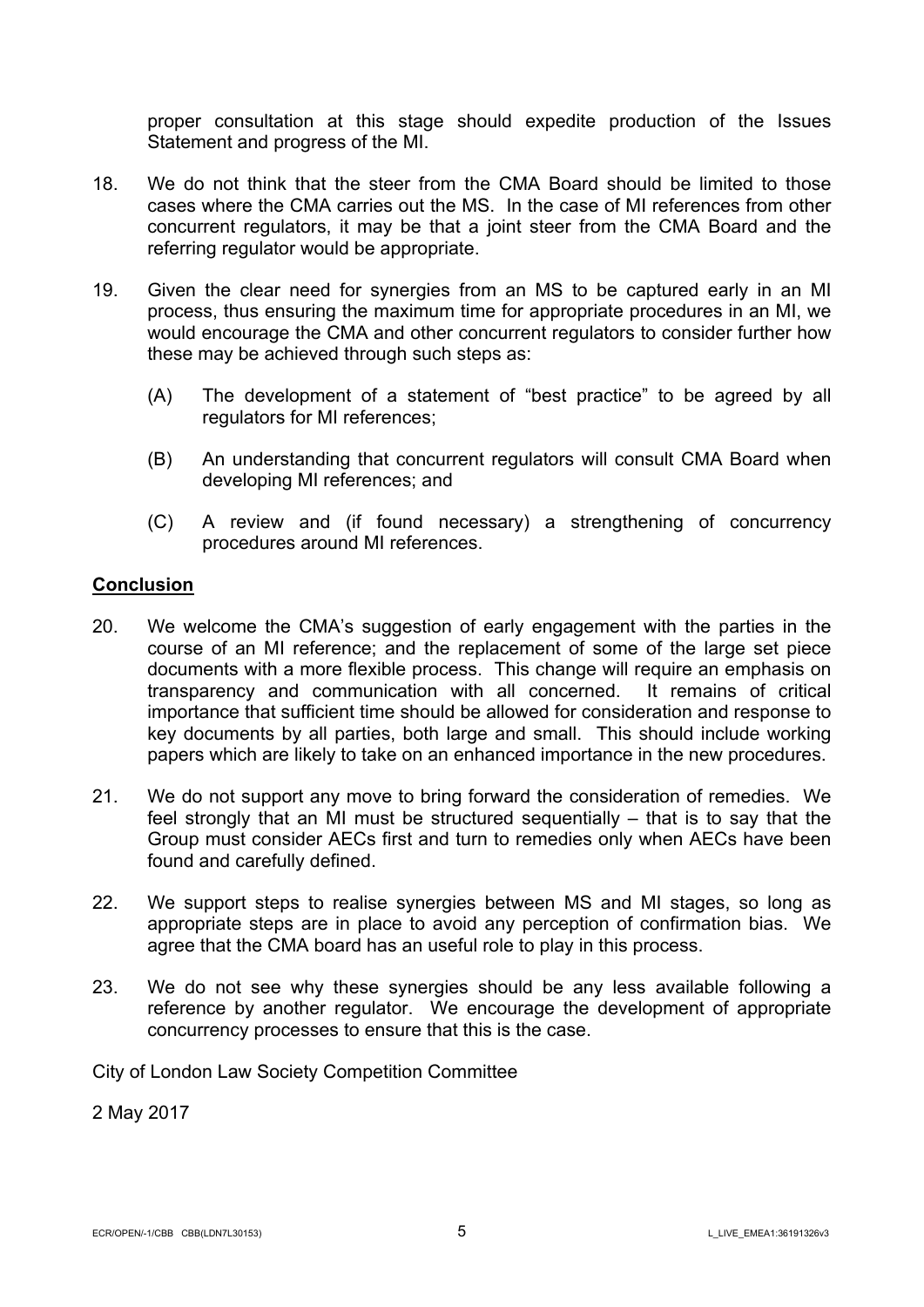proper consultation at this stage should expedite production of the Issues Statement and progress of the MI.

18. We do not think that the steer from the CMA Board should be limited to those cases where the CMA carries out the MS. In the case of MI references from other concurrent regulators, it may be that a joint steer from the CMA Board and the referring regulator would be appropriate.

19. Given the clear need for synergies from an MS to be captured early in an MI process, thus ensuring the maximum time for appropriate procedures in an MI, we would encourage the CMA and other concurrent regulators to consider further how these may be achieved through such steps as:

    (A) The development of a statement of "best practice" to be agreed by all regulators for MI references;

    (B) An understanding that concurrent regulators will consult CMA Board when developing MI references; and

    (C) A review and (if found necessary) a strengthening of concurrency procedures around MI references.

## Conclusion

20. We welcome the CMA's suggestion of early engagement with the parties in the course of an MI reference; and the replacement of some of the large set piece documents with a more flexible process. This change will require an emphasis on transparency and communication with all concerned. It remains of critical importance that sufficient time should be allowed for consideration and response to key documents by all parties, both large and small. This should include working papers which are likely to take on an enhanced importance in the new procedures.

21. We do not support any move to bring forward the consideration of remedies. We feel strongly that an MI must be structured sequentially – that is to say that the Group must consider AECs first and turn to remedies only when AECs have been found and carefully defined.

22. We support steps to realise synergies between MS and MI stages, so long as appropriate steps are in place to avoid any perception of confirmation bias. We agree that the CMA board has an useful role to play in this process.

23. We do not see why these synergies should be any less available following a reference by another regulator. We encourage the development of appropriate concurrency processes to ensure that this is the case.

City of London Law Society Competition Committee

2 May 2017